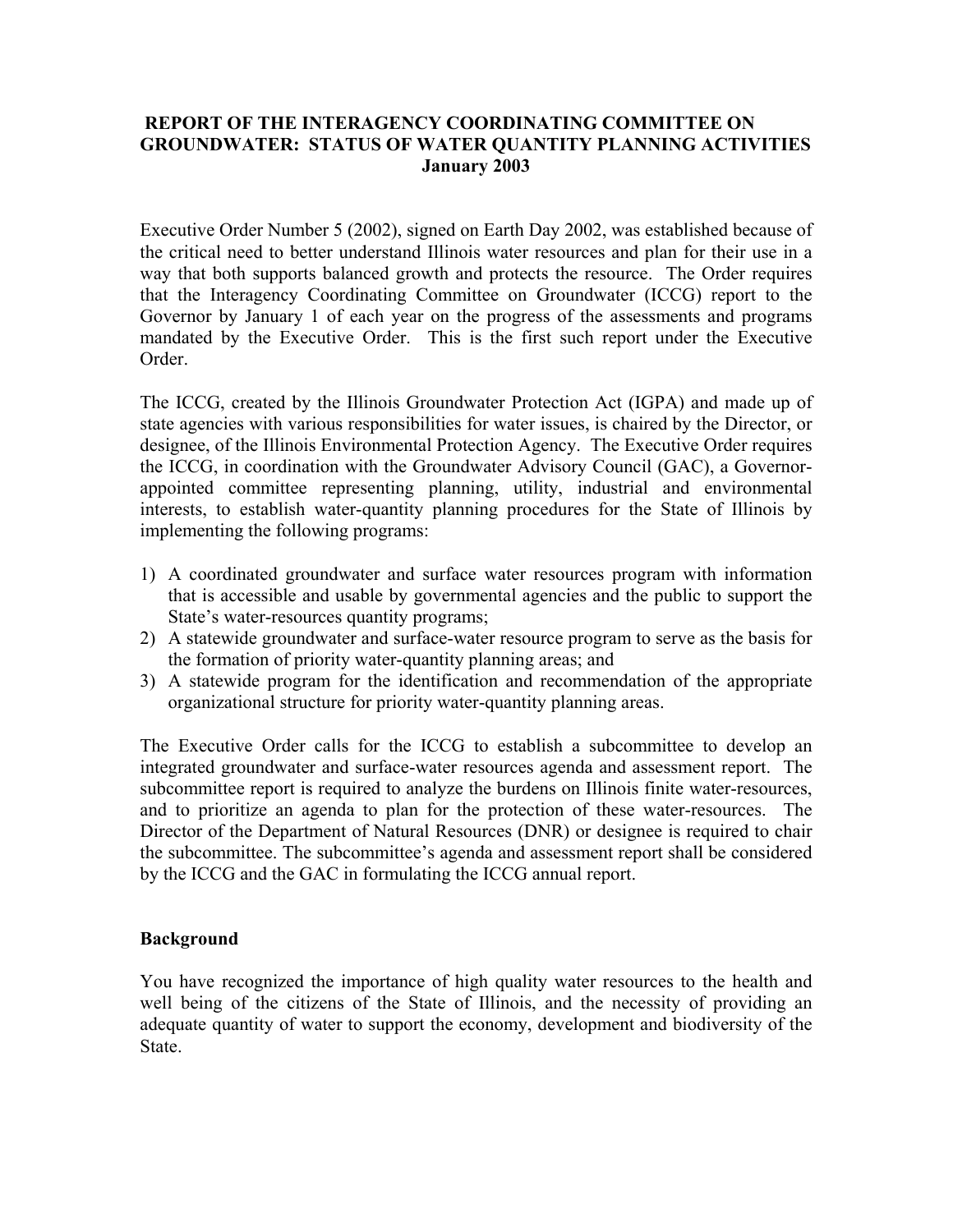# REPORT OF THE INTERAGENCY COORDINATING COMMITTEE ON GROUNDWATER: STATUS OF WATER QUANTITY PLANNING ACTIVITIES

**January 2003**

Executive Order Number 5 (2002), signed on Earth Day 2002, was established because of the critical need to better understand Illinois water resources and plan for their use in a way that both supports balanced growth and protects the resource. The Order requires that the Interagency Coordinating Committee on Groundwater (ICCG) report to the Governor by January 1 of each year on the progress of the assessments and programs mandated by the Executive Order. This is the first such report under the Executive Order.

The ICCG, created by the Illinois Groundwater Protection Act (IGPA) and made up of state agencies with various responsibilities for water issues, is chaired by the Director, or designee, of the Illinois Environmental Protection Agency. The Executive Order requires the ICCG, in coordination with the Groundwater Advisory Council (GAC), a Governor-appointed committee representing planning, utility, industrial and environmental interests, to establish water-quantity planning procedures for the State of Illinois by implementing the following programs:

1) A coordinated groundwater and surface water resources program with information that is accessible and usable by governmental agencies and the public to support the State's water-resources quantity programs;
2) A statewide groundwater and surface-water resource program to serve as the basis for the formation of priority water-quantity planning areas; and
3) A statewide program for the identification and recommendation of the appropriate organizational structure for priority water-quantity planning areas.

The Executive Order calls for the ICCG to establish a subcommittee to develop an integrated groundwater and surface-water resources agenda and assessment report. The subcommittee report is required to analyze the burdens on Illinois finite water-resources, and to prioritize an agenda to plan for the protection of these water-resources. The Director of the Department of Natural Resources (DNR) or designee is required to chair the subcommittee. The subcommittee's agenda and assessment report shall be considered by the ICCG and the GAC in formulating the ICCG annual report.

## Background

You have recognized the importance of high quality water resources to the health and well being of the citizens of the State of Illinois, and the necessity of providing an adequate quantity of water to support the economy, development and biodiversity of the State.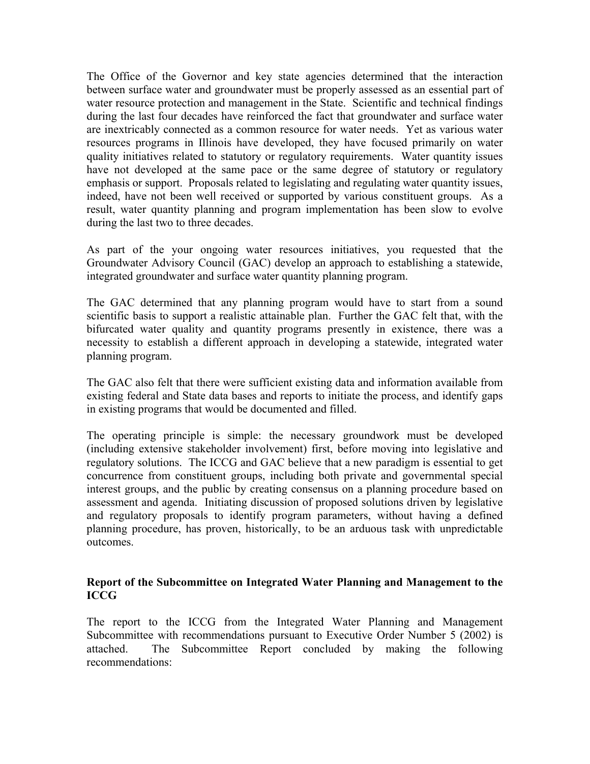The Office of the Governor and key state agencies determined that the interaction between surface water and groundwater must be properly assessed as an essential part of water resource protection and management in the State. Scientific and technical findings during the last four decades have reinforced the fact that groundwater and surface water are inextricably connected as a common resource for water needs. Yet as various water resources programs in Illinois have developed, they have focused primarily on water quality initiatives related to statutory or regulatory requirements. Water quantity issues have not developed at the same pace or the same degree of statutory or regulatory emphasis or support. Proposals related to legislating and regulating water quantity issues, indeed, have not been well received or supported by various constituent groups. As a result, water quantity planning and program implementation has been slow to evolve during the last two to three decades.

As part of the your ongoing water resources initiatives, you requested that the Groundwater Advisory Council (GAC) develop an approach to establishing a statewide, integrated groundwater and surface water quantity planning program.

The GAC determined that any planning program would have to start from a sound scientific basis to support a realistic attainable plan. Further the GAC felt that, with the bifurcated water quality and quantity programs presently in existence, there was a necessity to establish a different approach in developing a statewide, integrated water planning program.

The GAC also felt that there were sufficient existing data and information available from existing federal and State data bases and reports to initiate the process, and identify gaps in existing programs that would be documented and filled.

The operating principle is simple: the necessary groundwork must be developed (including extensive stakeholder involvement) first, before moving into legislative and regulatory solutions. The ICCG and GAC believe that a new paradigm is essential to get concurrence from constituent groups, including both private and governmental special interest groups, and the public by creating consensus on a planning procedure based on assessment and agenda. Initiating discussion of proposed solutions driven by legislative and regulatory proposals to identify program parameters, without having a defined planning procedure, has proven, historically, to be an arduous task with unpredictable outcomes.

**Report of the Subcommittee on Integrated Water Planning and Management to the ICCG**

The report to the ICCG from the Integrated Water Planning and Management Subcommittee with recommendations pursuant to Executive Order Number 5 (2002) is attached. The Subcommittee Report concluded by making the following recommendations: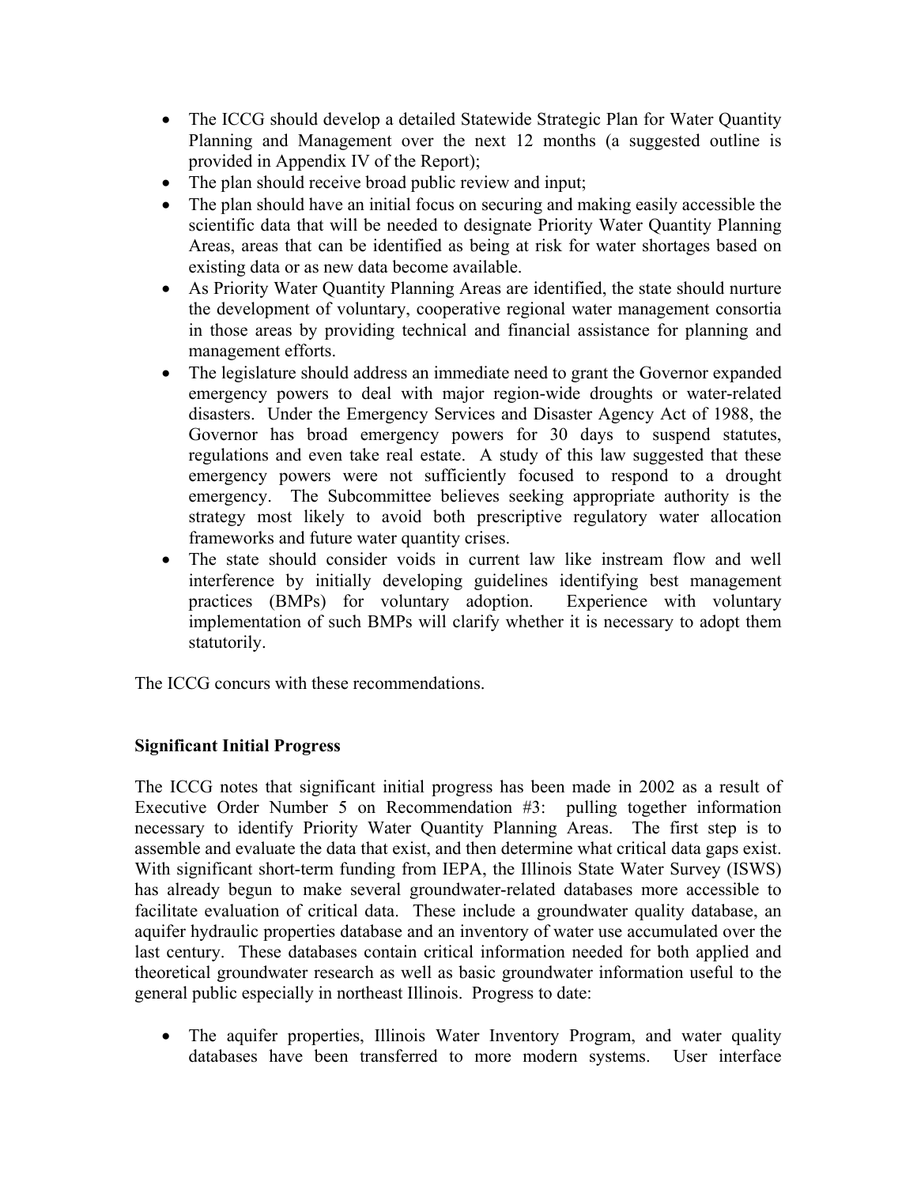- The ICCG should develop a detailed Statewide Strategic Plan for Water Quantity Planning and Management over the next 12 months (a suggested outline is provided in Appendix IV of the Report);
- The plan should receive broad public review and input;
- The plan should have an initial focus on securing and making easily accessible the scientific data that will be needed to designate Priority Water Quantity Planning Areas, areas that can be identified as being at risk for water shortages based on existing data or as new data become available.
- As Priority Water Quantity Planning Areas are identified, the state should nurture the development of voluntary, cooperative regional water management consortia in those areas by providing technical and financial assistance for planning and management efforts.
- The legislature should address an immediate need to grant the Governor expanded emergency powers to deal with major region-wide droughts or water-related disasters. Under the Emergency Services and Disaster Agency Act of 1988, the Governor has broad emergency powers for 30 days to suspend statutes, regulations and even take real estate. A study of this law suggested that these emergency powers were not sufficiently focused to respond to a drought emergency. The Subcommittee believes seeking appropriate authority is the strategy most likely to avoid both prescriptive regulatory water allocation frameworks and future water quantity crises.
- The state should consider voids in current law like instream flow and well interference by initially developing guidelines identifying best management practices (BMPs) for voluntary adoption. Experience with voluntary implementation of such BMPs will clarify whether it is necessary to adopt them statutorily.

The ICCG concurs with these recommendations.

**Significant Initial Progress**

The ICCG notes that significant initial progress has been made in 2002 as a result of Executive Order Number 5 on Recommendation #3: pulling together information necessary to identify Priority Water Quantity Planning Areas. The first step is to assemble and evaluate the data that exist, and then determine what critical data gaps exist. With significant short-term funding from IEPA, the Illinois State Water Survey (ISWS) has already begun to make several groundwater-related databases more accessible to facilitate evaluation of critical data. These include a groundwater quality database, an aquifer hydraulic properties database and an inventory of water use accumulated over the last century. These databases contain critical information needed for both applied and theoretical groundwater research as well as basic groundwater information useful to the general public especially in northeast Illinois. Progress to date:

- The aquifer properties, Illinois Water Inventory Program, and water quality databases have been transferred to more modern systems. User interface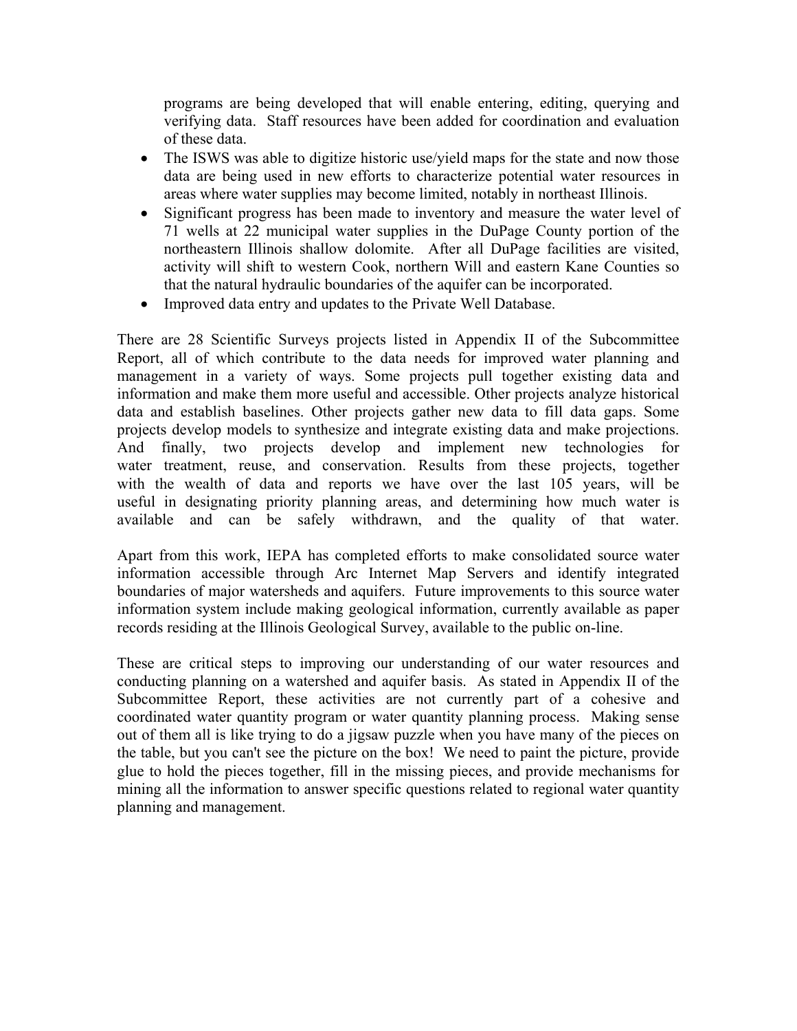programs are being developed that will enable entering, editing, querying and verifying data. Staff resources have been added for coordination and evaluation of these data.

- The ISWS was able to digitize historic use/yield maps for the state and now those data are being used in new efforts to characterize potential water resources in areas where water supplies may become limited, notably in northeast Illinois.
- Significant progress has been made to inventory and measure the water level of 71 wells at 22 municipal water supplies in the DuPage County portion of the northeastern Illinois shallow dolomite. After all DuPage facilities are visited, activity will shift to western Cook, northern Will and eastern Kane Counties so that the natural hydraulic boundaries of the aquifer can be incorporated.
- Improved data entry and updates to the Private Well Database.

There are 28 Scientific Surveys projects listed in Appendix II of the Subcommittee Report, all of which contribute to the data needs for improved water planning and management in a variety of ways. Some projects pull together existing data and information and make them more useful and accessible. Other projects analyze historical data and establish baselines. Other projects gather new data to fill data gaps. Some projects develop models to synthesize and integrate existing data and make projections. And finally, two projects develop and implement new technologies for water treatment, reuse, and conservation. Results from these projects, together with the wealth of data and reports we have over the last 105 years, will be useful in designating priority planning areas, and determining how much water is available and can be safely withdrawn, and the quality of that water.

Apart from this work, IEPA has completed efforts to make consolidated source water information accessible through Arc Internet Map Servers and identify integrated boundaries of major watersheds and aquifers. Future improvements to this source water information system include making geological information, currently available as paper records residing at the Illinois Geological Survey, available to the public on-line.

These are critical steps to improving our understanding of our water resources and conducting planning on a watershed and aquifer basis. As stated in Appendix II of the Subcommittee Report, these activities are not currently part of a cohesive and coordinated water quantity program or water quantity planning process. Making sense out of them all is like trying to do a jigsaw puzzle when you have many of the pieces on the table, but you can't see the picture on the box! We need to paint the picture, provide glue to hold the pieces together, fill in the missing pieces, and provide mechanisms for mining all the information to answer specific questions related to regional water quantity planning and management.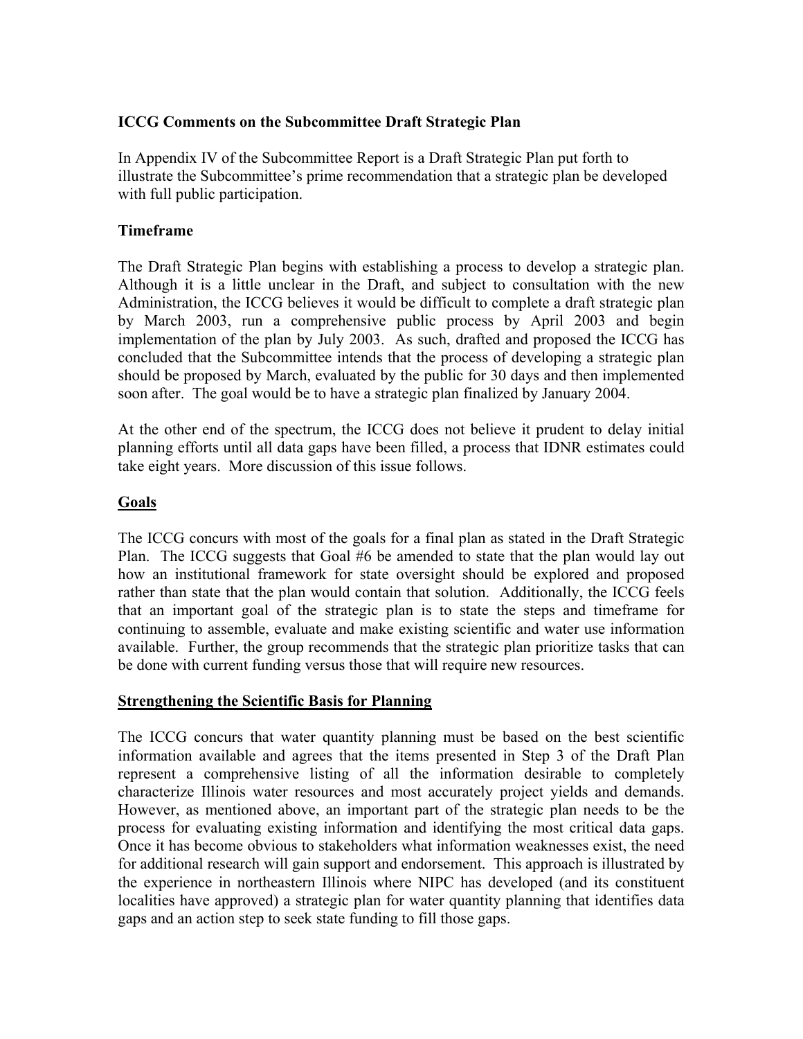### ICCG Comments on the Subcommittee Draft Strategic Plan

In Appendix IV of the Subcommittee Report is a Draft Strategic Plan put forth to illustrate the Subcommittee's prime recommendation that a strategic plan be developed with full public participation.

### Timeframe

The Draft Strategic Plan begins with establishing a process to develop a strategic plan. Although it is a little unclear in the Draft, and subject to consultation with the new Administration, the ICCG believes it would be difficult to complete a draft strategic plan by March 2003, run a comprehensive public process by April 2003 and begin implementation of the plan by July 2003. As such, drafted and proposed the ICCG has concluded that the Subcommittee intends that the process of developing a strategic plan should be proposed by March, evaluated by the public for 30 days and then implemented soon after. The goal would be to have a strategic plan finalized by January 2004.

At the other end of the spectrum, the ICCG does not believe it prudent to delay initial planning efforts until all data gaps have been filled, a process that IDNR estimates could take eight years. More discussion of this issue follows.

### Goals

The ICCG concurs with most of the goals for a final plan as stated in the Draft Strategic Plan. The ICCG suggests that Goal #6 be amended to state that the plan would lay out how an institutional framework for state oversight should be explored and proposed rather than state that the plan would contain that solution. Additionally, the ICCG feels that an important goal of the strategic plan is to state the steps and timeframe for continuing to assemble, evaluate and make existing scientific and water use information available. Further, the group recommends that the strategic plan prioritize tasks that can be done with current funding versus those that will require new resources.

### Strengthening the Scientific Basis for Planning

The ICCG concurs that water quantity planning must be based on the best scientific information available and agrees that the items presented in Step 3 of the Draft Plan represent a comprehensive listing of all the information desirable to completely characterize Illinois water resources and most accurately project yields and demands. However, as mentioned above, an important part of the strategic plan needs to be the process for evaluating existing information and identifying the most critical data gaps. Once it has become obvious to stakeholders what information weaknesses exist, the need for additional research will gain support and endorsement. This approach is illustrated by the experience in northeastern Illinois where NIPC has developed (and its constituent localities have approved) a strategic plan for water quantity planning that identifies data gaps and an action step to seek state funding to fill those gaps.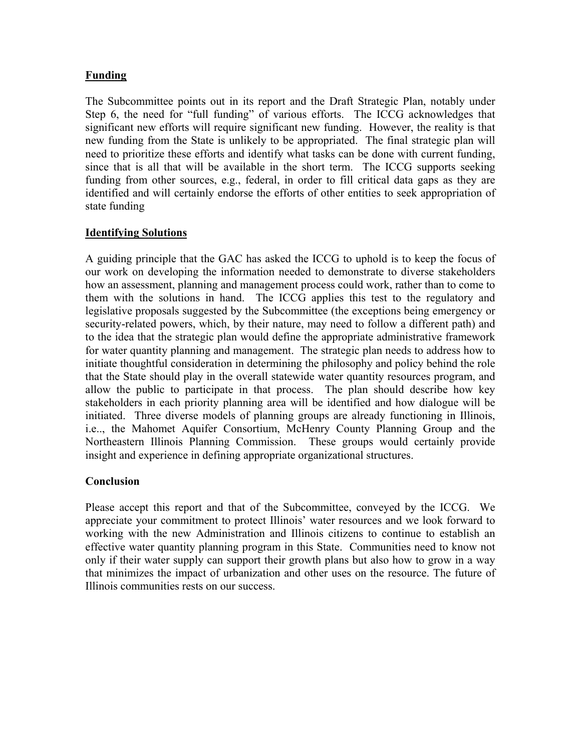## Funding

The Subcommittee points out in its report and the Draft Strategic Plan, notably under Step 6, the need for "full funding" of various efforts. The ICCG acknowledges that significant new efforts will require significant new funding. However, the reality is that new funding from the State is unlikely to be appropriated. The final strategic plan will need to prioritize these efforts and identify what tasks can be done with current funding, since that is all that will be available in the short term. The ICCG supports seeking funding from other sources, e.g., federal, in order to fill critical data gaps as they are identified and will certainly endorse the efforts of other entities to seek appropriation of state funding

## Identifying Solutions

A guiding principle that the GAC has asked the ICCG to uphold is to keep the focus of our work on developing the information needed to demonstrate to diverse stakeholders how an assessment, planning and management process could work, rather than to come to them with the solutions in hand. The ICCG applies this test to the regulatory and legislative proposals suggested by the Subcommittee (the exceptions being emergency or security-related powers, which, by their nature, may need to follow a different path) and to the idea that the strategic plan would define the appropriate administrative framework for water quantity planning and management. The strategic plan needs to address how to initiate thoughtful consideration in determining the philosophy and policy behind the role that the State should play in the overall statewide water quantity resources program, and allow the public to participate in that process. The plan should describe how key stakeholders in each priority planning area will be identified and how dialogue will be initiated. Three diverse models of planning groups are already functioning in Illinois, i.e.., the Mahomet Aquifer Consortium, McHenry County Planning Group and the Northeastern Illinois Planning Commission. These groups would certainly provide insight and experience in defining appropriate organizational structures.

## Conclusion

Please accept this report and that of the Subcommittee, conveyed by the ICCG. We appreciate your commitment to protect Illinois' water resources and we look forward to working with the new Administration and Illinois citizens to continue to establish an effective water quantity planning program in this State. Communities need to know not only if their water supply can support their growth plans but also how to grow in a way that minimizes the impact of urbanization and other uses on the resource. The future of Illinois communities rests on our success.